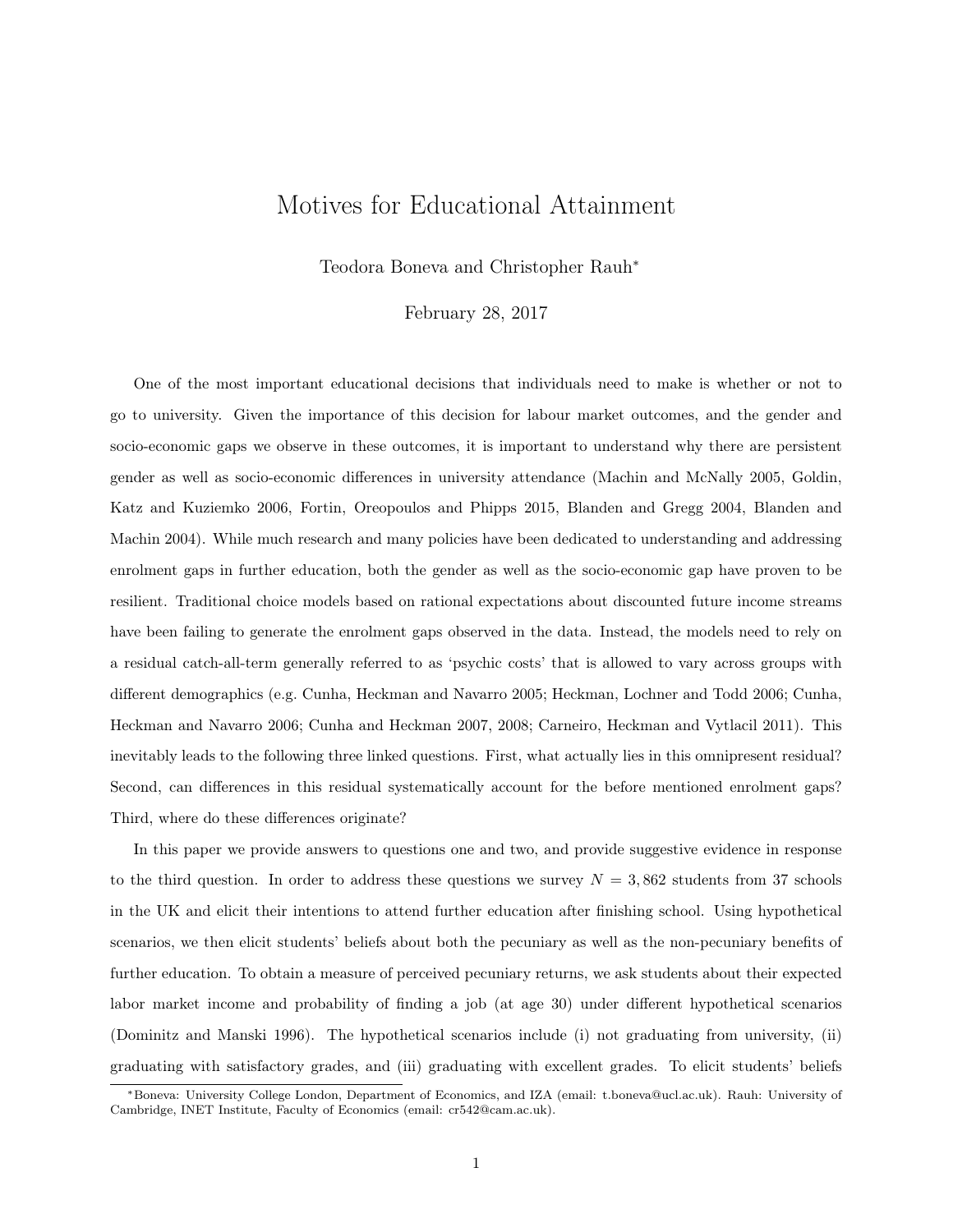# Motives for Educational Attainment

Teodora Boneva and Christopher Rauh*

February 28, 2017

One of the most important educational decisions that individuals need to make is whether or not to go to university. Given the importance of this decision for labour market outcomes, and the gender and socio-economic gaps we observe in these outcomes, it is important to understand why there are persistent gender as well as socio-economic differences in university attendance (Machin and McNally 2005, Goldin, Katz and Kuziemko 2006, Fortin, Oreopoulos and Phipps 2015, Blanden and Gregg 2004, Blanden and Machin 2004). While much research and many policies have been dedicated to understanding and addressing enrolment gaps in further education, both the gender as well as the socio-economic gap have proven to be resilient. Traditional choice models based on rational expectations about discounted future income streams have been failing to generate the enrolment gaps observed in the data. Instead, the models need to rely on a residual catch-all-term generally referred to as 'psychic costs' that is allowed to vary across groups with different demographics (e.g. Cunha, Heckman and Navarro 2005; Heckman, Lochner and Todd 2006; Cunha, Heckman and Navarro 2006; Cunha and Heckman 2007, 2008; Carneiro, Heckman and Vytlacil 2011). This inevitably leads to the following three linked questions. First, what actually lies in this omnipresent residual? Second, can differences in this residual systematically account for the before mentioned enrolment gaps? Third, where do these differences originate?

In this paper we provide answers to questions one and two, and provide suggestive evidence in response to the third question. In order to address these questions we survey $N = 3,862$ students from 37 schools in the UK and elicit their intentions to attend further education after finishing school. Using hypothetical scenarios, we then elicit students' beliefs about both the pecuniary as well as the non-pecuniary benefits of further education. To obtain a measure of perceived pecuniary returns, we ask students about their expected labor market income and probability of finding a job (at age 30) under different hypothetical scenarios (Dominitz and Manski 1996). The hypothetical scenarios include (i) not graduating from university, (ii) graduating with satisfactory grades, and (iii) graduating with excellent grades. To elicit students' beliefs

*Boneva: University College London, Department of Economics, and IZA (email: t.boneva@ucl.ac.uk). Rauh: University of Cambridge, INET Institute, Faculty of Economics (email: cr542@cam.ac.uk).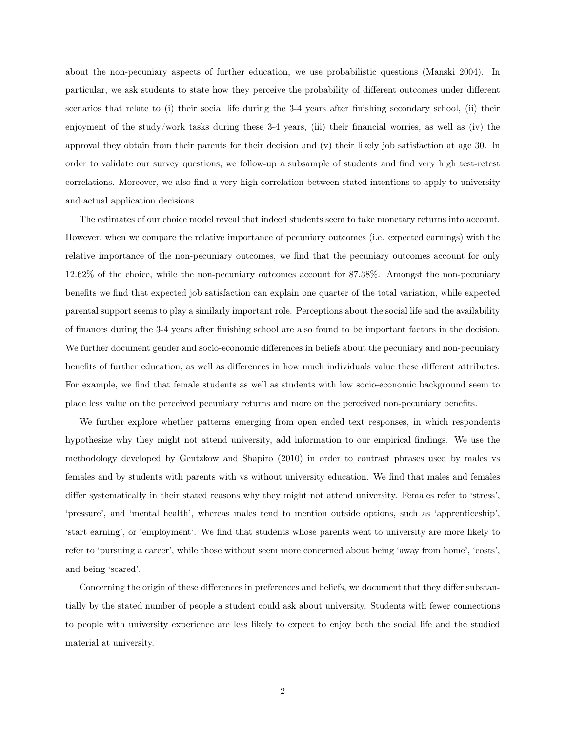about the non-pecuniary aspects of further education, we use probabilistic questions (Manski 2004). In particular, we ask students to state how they perceive the probability of different outcomes under different scenarios that relate to (i) their social life during the 3-4 years after finishing secondary school, (ii) their enjoyment of the study/work tasks during these 3-4 years, (iii) their financial worries, as well as (iv) the approval they obtain from their parents for their decision and (v) their likely job satisfaction at age 30. In order to validate our survey questions, we follow-up a subsample of students and find very high test-retest correlations. Moreover, we also find a very high correlation between stated intentions to apply to university and actual application decisions.

The estimates of our choice model reveal that indeed students seem to take monetary returns into account. However, when we compare the relative importance of pecuniary outcomes (i.e. expected earnings) with the relative importance of the non-pecuniary outcomes, we find that the pecuniary outcomes account for only 12.62% of the choice, while the non-pecuniary outcomes account for 87.38%. Amongst the non-pecuniary benefits we find that expected job satisfaction can explain one quarter of the total variation, while expected parental support seems to play a similarly important role. Perceptions about the social life and the availability of finances during the 3-4 years after finishing school are also found to be important factors in the decision. We further document gender and socio-economic differences in beliefs about the pecuniary and non-pecuniary benefits of further education, as well as differences in how much individuals value these different attributes. For example, we find that female students as well as students with low socio-economic background seem to place less value on the perceived pecuniary returns and more on the perceived non-pecuniary benefits.

We further explore whether patterns emerging from open ended text responses, in which respondents hypothesize why they might not attend university, add information to our empirical findings. We use the methodology developed by Gentzkow and Shapiro (2010) in order to contrast phrases used by males vs females and by students with parents with vs without university education. We find that males and females differ systematically in their stated reasons why they might not attend university. Females refer to 'stress', 'pressure', and 'mental health', whereas males tend to mention outside options, such as 'apprenticeship', 'start earning', or 'employment'. We find that students whose parents went to university are more likely to refer to 'pursuing a career', while those without seem more concerned about being 'away from home', 'costs', and being 'scared'.

Concerning the origin of these differences in preferences and beliefs, we document that they differ substantially by the stated number of people a student could ask about university. Students with fewer connections to people with university experience are less likely to expect to enjoy both the social life and the studied material at university.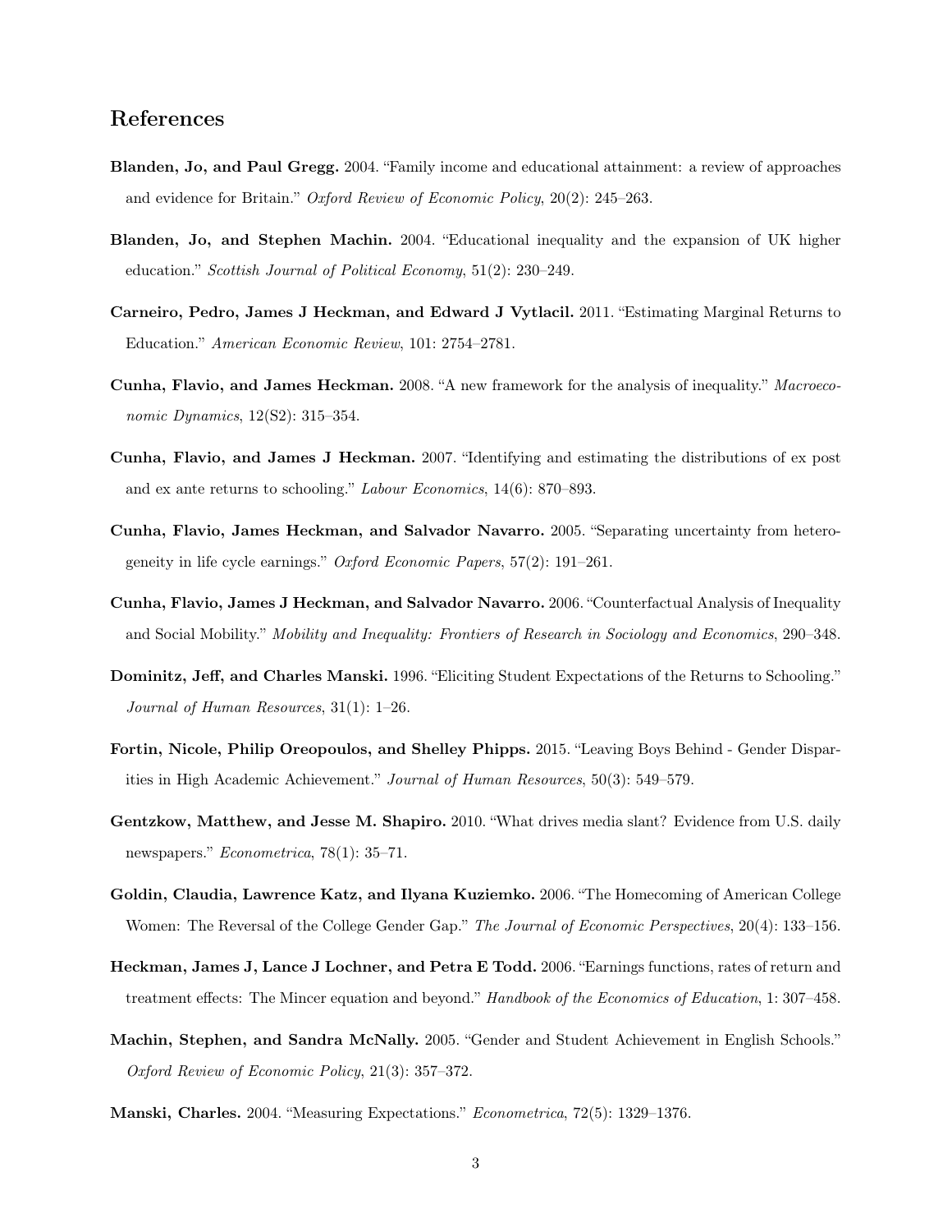## References

**Blanden, Jo, and Paul Gregg.** 2004. "Family income and educational attainment: a review of approaches and evidence for Britain." *Oxford Review of Economic Policy*, 20(2): 245–263.

**Blanden, Jo, and Stephen Machin.** 2004. "Educational inequality and the expansion of UK higher education." *Scottish Journal of Political Economy*, 51(2): 230–249.

**Carneiro, Pedro, James J Heckman, and Edward J Vytlacil.** 2011. "Estimating Marginal Returns to Education." *American Economic Review*, 101: 2754–2781.

**Cunha, Flavio, and James Heckman.** 2008. "A new framework for the analysis of inequality." *Macroeconomic Dynamics*, 12(S2): 315–354.

**Cunha, Flavio, and James J Heckman.** 2007. "Identifying and estimating the distributions of ex post and ex ante returns to schooling." *Labour Economics*, 14(6): 870–893.

**Cunha, Flavio, James Heckman, and Salvador Navarro.** 2005. "Separating uncertainty from heterogeneity in life cycle earnings." *Oxford Economic Papers*, 57(2): 191–261.

**Cunha, Flavio, James J Heckman, and Salvador Navarro.** 2006. "Counterfactual Analysis of Inequality and Social Mobility." *Mobility and Inequality: Frontiers of Research in Sociology and Economics*, 290–348.

**Dominitz, Jeff, and Charles Manski.** 1996. "Eliciting Student Expectations of the Returns to Schooling." *Journal of Human Resources*, 31(1): 1–26.

**Fortin, Nicole, Philip Oreopoulos, and Shelley Phipps.** 2015. "Leaving Boys Behind - Gender Disparities in High Academic Achievement." *Journal of Human Resources*, 50(3): 549–579.

**Gentzkow, Matthew, and Jesse M. Shapiro.** 2010. "What drives media slant? Evidence from U.S. daily newspapers." *Econometrica*, 78(1): 35–71.

**Goldin, Claudia, Lawrence Katz, and Ilyana Kuziemko.** 2006. "The Homecoming of American College Women: The Reversal of the College Gender Gap." *The Journal of Economic Perspectives*, 20(4): 133–156.

**Heckman, James J, Lance J Lochner, and Petra E Todd.** 2006. "Earnings functions, rates of return and treatment effects: The Mincer equation and beyond." *Handbook of the Economics of Education*, 1: 307–458.

**Machin, Stephen, and Sandra McNally.** 2005. "Gender and Student Achievement in English Schools." *Oxford Review of Economic Policy*, 21(3): 357–372.

**Manski, Charles.** 2004. "Measuring Expectations." *Econometrica*, 72(5): 1329–1376.